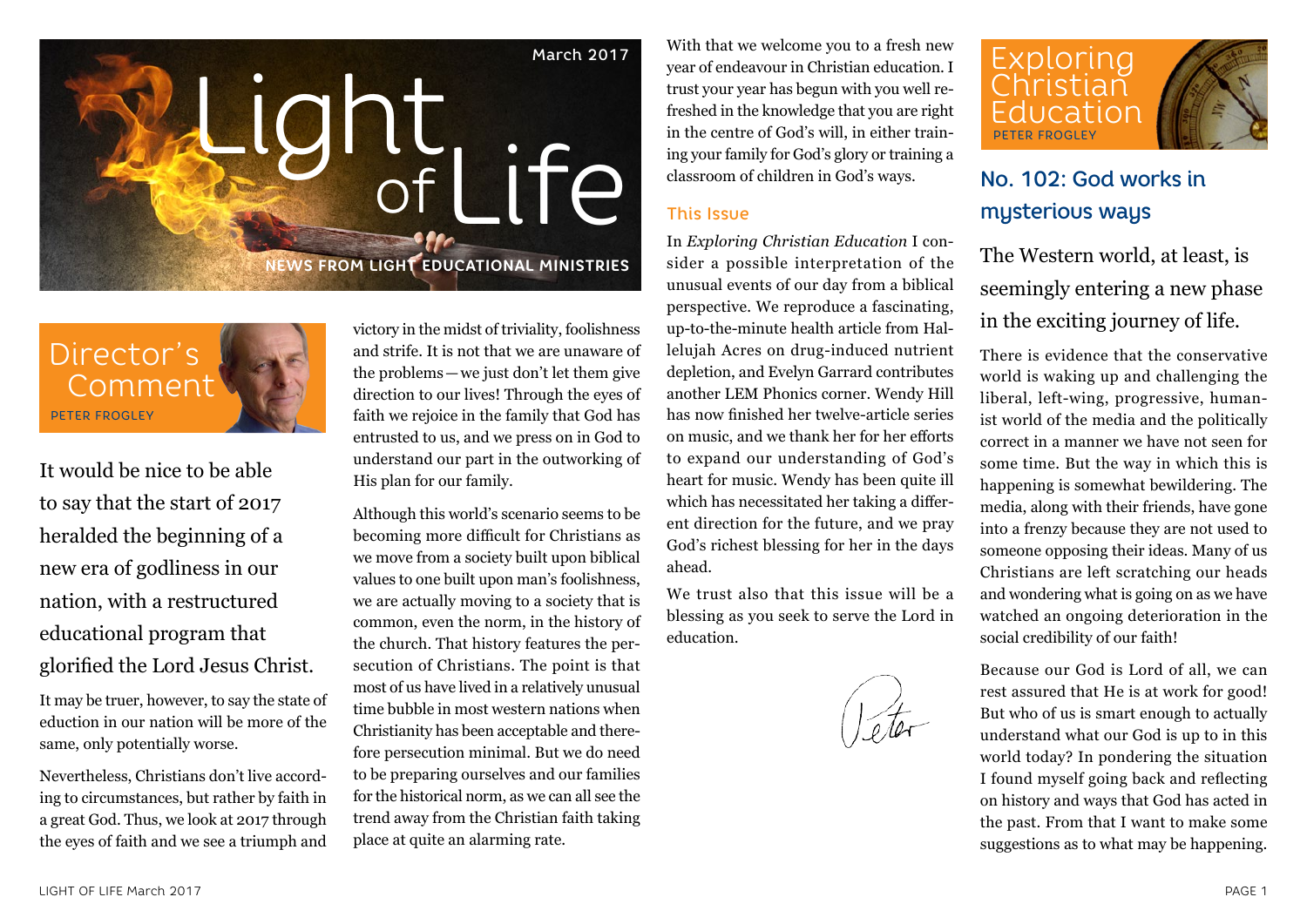# Light of Life

March 2017

NEWS FROM LIGHT EDUCATIONAL MINISTRIES

## Director's Comment

PETER FROGLEY

It would be nice to be able to say that the start of 2017 heralded the beginning of a new era of godliness in our nation, with a restructured educational program that glorified the Lord Jesus Christ.

It may be truer, however, to say the state of eduction in our nation will be more of the same, only potentially worse.

Nevertheless, Christians don't live according to circumstances, but rather by faith in a great God. Thus, we look at 2017 through the eyes of faith and we see a triumph and victory in the midst of triviality, foolishness and strife. It is not that we are unaware of the problems—we just don't let them give direction to our lives! Through the eyes of faith we rejoice in the family that God has entrusted to us, and we press on in God to understand our part in the outworking of His plan for our family.

Although this world's scenario seems to be becoming more difficult for Christians as we move from a society built upon biblical values to one built upon man's foolishness, we are actually moving to a society that is common, even the norm, in the history of the church. That history features the persecution of Christians. The point is that most of us have lived in a relatively unusual time bubble in most western nations when Christianity has been acceptable and therefore persecution minimal. But we do need to be preparing ourselves and our families for the historical norm, as we can all see the trend away from the Christian faith taking place at quite an alarming rate.

With that we welcome you to a fresh new year of endeavour in Christian education. I trust your year has begun with you well refreshed in the knowledge that you are right in the centre of God's will, in either training your family for God's glory or training a classroom of children in God's ways.

### This Issue

In *Exploring Christian Education* I consider a possible interpretation of the unusual events of our day from a biblical perspective. We reproduce a fascinating, up-to-the-minute health article from Hallelujah Acres on drug-induced nutrient depletion, and Evelyn Garrard contributes another LEM Phonics corner. Wendy Hill has now finished her twelve-article series on music, and we thank her for her efforts to expand our understanding of God's heart for music. Wendy has been quite ill which has necessitated her taking a different direction for the future, and we pray God's richest blessing for her in the days ahead.

We trust also that this issue will be a blessing as you seek to serve the Lord in education.

Peter

## Exploring Christian Education

PETER FROGLEY

### No. 102: God works in mysterious ways

The Western world, at least, is seemingly entering a new phase in the exciting journey of life.

There is evidence that the conservative world is waking up and challenging the liberal, left-wing, progressive, humanist world of the media and the politically correct in a manner we have not seen for some time. But the way in which this is happening is somewhat bewildering. The media, along with their friends, have gone into a frenzy because they are not used to someone opposing their ideas. Many of us Christians are left scratching our heads and wondering what is going on as we have watched an ongoing deterioration in the social credibility of our faith!

Because our God is Lord of all, we can rest assured that He is at work for good! But who of us is smart enough to actually understand what our God is up to in this world today? In pondering the situation I found myself going back and reflecting on history and ways that God has acted in the past. From that I want to make some suggestions as to what may be happening.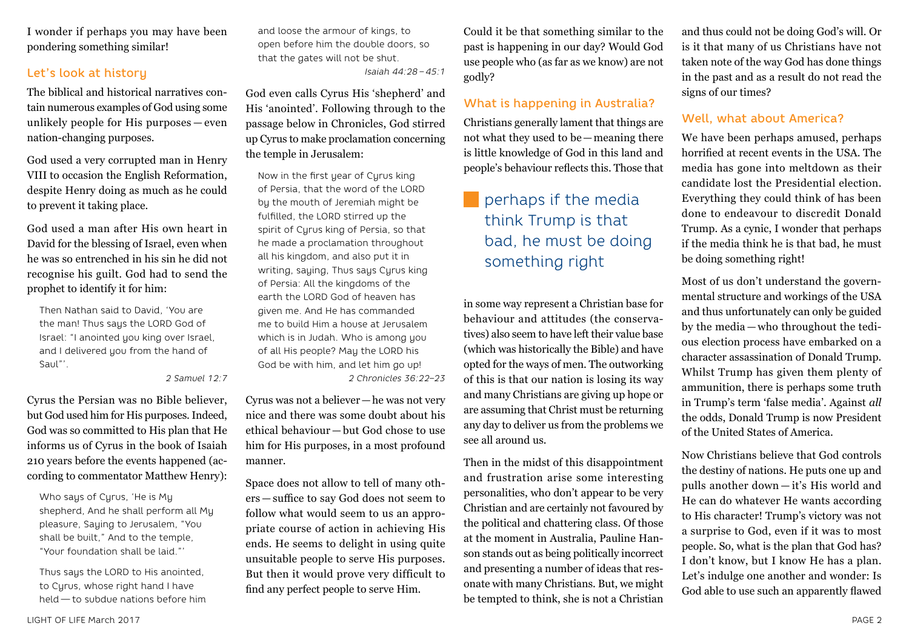I wonder if perhaps you may have been pondering something similar!

## Let's look at history

The biblical and historical narratives contain numerous examples of God using some unlikely people for His purposes — even nation-changing purposes.

God used a very corrupted man in Henry VIII to occasion the English Reformation, despite Henry doing as much as he could to prevent it taking place.

God used a man after His own heart in David for the blessing of Israel, even when he was so entrenched in his sin he did not recognise his guilt. God had to send the prophet to identify it for him:

> Then Nathan said to David, 'You are the man! Thus says the LORD God of Israel: "I anointed you king over Israel, and I delivered you from the hand of Saul"'.
>
> *2 Samuel 12:7*

Cyrus the Persian was no Bible believer, but God used him for His purposes. Indeed, God was so committed to His plan that He informs us of Cyrus in the book of Isaiah 210 years before the events happened (according to commentator Matthew Henry):

> Who says of Cyrus, 'He is My shepherd, And he shall perform all My pleasure, Saying to Jerusalem, "You shall be built," And to the temple, "Your foundation shall be laid."'
>
> Thus says the LORD to His anointed, to Cyrus, whose right hand I have held — to subdue nations before him and loose the armour of kings, to open before him the double doors, so that the gates will not be shut.
>
> *Isaiah 44:28 – 45:1*

God even calls Cyrus His 'shepherd' and His 'anointed'. Following through to the passage below in Chronicles, God stirred up Cyrus to make proclamation concerning the temple in Jerusalem:

> Now in the first year of Cyrus king of Persia, that the word of the LORD by the mouth of Jeremiah might be fulfilled, the LORD stirred up the spirit of Cyrus king of Persia, so that he made a proclamation throughout all his kingdom, and also put it in writing, saying, Thus says Cyrus king of Persia: All the kingdoms of the earth the LORD God of heaven has given me. And He has commanded me to build Him a house at Jerusalem which is in Judah. Who is among you of all His people? May the LORD his God be with him, and let him go up!
>
> *2 Chronicles 36:22–23*

Cyrus was not a believer — he was not very nice and there was some doubt about his ethical behaviour — but God chose to use him for His purposes, in a most profound manner.

Space does not allow to tell of many others — suffice to say God does not seem to follow what would seem to us an appropriate course of action in achieving His ends. He seems to delight in using quite unsuitable people to serve His purposes. But then it would prove very difficult to find any perfect people to serve Him.

Could it be that something similar to the past is happening in our day? Would God use people who (as far as we know) are not godly?

## What is happening in Australia?

Christians generally lament that things are not what they used to be — meaning there is little knowledge of God in this land and people's behaviour reflects this. Those that in some way represent a Christian base for behaviour and attitudes (the conservatives) also seem to have left their value base (which was historically the Bible) and have opted for the ways of men. The outworking of this is that our nation is losing its way and many Christians are giving up hope or are assuming that Christ must be returning any day to deliver us from the problems we see all around us.

> perhaps if the media think Trump is that bad, he must be doing something right

Then in the midst of this disappointment and frustration arise some interesting personalities, who don't appear to be very Christian and are certainly not favoured by the political and chattering class. Of those at the moment in Australia, Pauline Hanson stands out as being politically incorrect and presenting a number of ideas that resonate with many Christians. But, we might be tempted to think, she is not a Christian and thus could not be doing God's will. Or is it that many of us Christians have not taken note of the way God has done things in the past and as a result do not read the signs of our times?

## Well, what about America?

We have been perhaps amused, perhaps horrified at recent events in the USA. The media has gone into meltdown as their candidate lost the Presidential election. Everything they could think of has been done to endeavour to discredit Donald Trump. As a cynic, I wonder that perhaps if the media think he is that bad, he must be doing something right!

Most of us don't understand the governmental structure and workings of the USA and thus unfortunately can only be guided by the media — who throughout the tedious election process have embarked on a character assassination of Donald Trump. Whilst Trump has given them plenty of ammunition, there is perhaps some truth in Trump's term 'false media'. Against *all* the odds, Donald Trump is now President of the United States of America.

Now Christians believe that God controls the destiny of nations. He puts one up and pulls another down — it's His world and He can do whatever He wants according to His character! Trump's victory was not a surprise to God, even if it was to most people. So, what is the plan that God has? I don't know, but I know He has a plan. Let's indulge one another and wonder: Is God able to use such an apparently flawed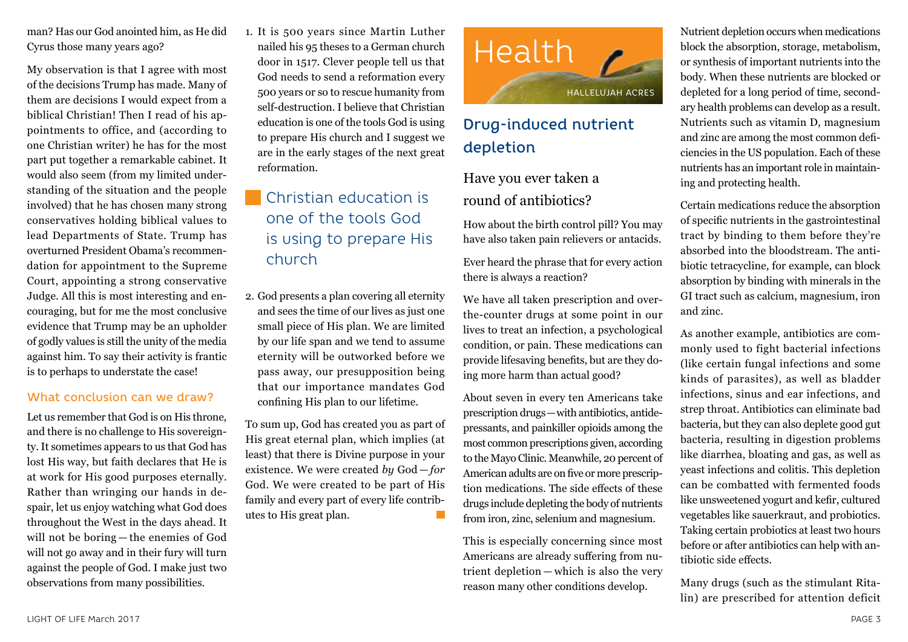man? Has our God anointed him, as He did Cyrus those many years ago?

My observation is that I agree with most of the decisions Trump has made. Many of them are decisions I would expect from a biblical Christian! Then I read of his appointments to office, and (according to one Christian writer) he has for the most part put together a remarkable cabinet. It would also seem (from my limited understanding of the situation and the people involved) that he has chosen many strong conservatives holding biblical values to lead Departments of State. Trump has overturned President Obama's recommendation for appointment to the Supreme Court, appointing a strong conservative Judge. All this is most interesting and encouraging, but for me the most conclusive evidence that Trump may be an upholder of godly values is still the unity of the media against him. To say their activity is frantic is to perhaps to understate the case!

### What conclusion can we draw?

Let us remember that God is on His throne, and there is no challenge to His sovereignty. It sometimes appears to us that God has lost His way, but faith declares that He is at work for His good purposes eternally. Rather than wringing our hands in despair, let us enjoy watching what God does throughout the West in the days ahead. It will not be boring—the enemies of God will not go away and in their fury will turn against the people of God. I make just two observations from many possibilities.

1. It is 500 years since Martin Luther nailed his 95 theses to a German church door in 1517. Clever people tell us that God needs to send a reformation every 500 years or so to rescue humanity from self-destruction. I believe that Christian education is one of the tools God is using to prepare His church and I suggest we are in the early stages of the next great reformation.

> Christian education is one of the tools God is using to prepare His church

2. God presents a plan covering all eternity and sees the time of our lives as just one small piece of His plan. We are limited by our life span and we tend to assume eternity will be outworked before we pass away, our presupposition being that our importance mandates God confining His plan to our lifetime.

To sum up, God has created you as part of His great eternal plan, which implies (at least) that there is Divine purpose in your existence. We were created *by* God—*for* God. We were created to be part of His family and every part of every life contributes to His great plan.

# Health

HALLELUJAH ACRES

## Drug-induced nutrient depletion

### Have you ever taken a round of antibiotics?

How about the birth control pill? You may have also taken pain relievers or antacids.

Ever heard the phrase that for every action there is always a reaction?

We have all taken prescription and over-the-counter drugs at some point in our lives to treat an infection, a psychological condition, or pain. These medications can provide lifesaving benefits, but are they doing more harm than actual good?

About seven in every ten Americans take prescription drugs—with antibiotics, antidepressants, and painkiller opioids among the most common prescriptions given, according to the Mayo Clinic. Meanwhile, 20 percent of American adults are on five or more prescription medications. The side effects of these drugs include depleting the body of nutrients from iron, zinc, selenium and magnesium.

This is especially concerning since most Americans are already suffering from nutrient depletion—which is also the very reason many other conditions develop.

Nutrient depletion occurs when medications block the absorption, storage, metabolism, or synthesis of important nutrients into the body. When these nutrients are blocked or depleted for a long period of time, secondary health problems can develop as a result. Nutrients such as vitamin D, magnesium and zinc are among the most common deficiencies in the US population. Each of these nutrients has an important role in maintaining and protecting health.

Certain medications reduce the absorption of specific nutrients in the gastrointestinal tract by binding to them before they're absorbed into the bloodstream. The antibiotic tetracycline, for example, can block absorption by binding with minerals in the GI tract such as calcium, magnesium, iron and zinc.

As another example, antibiotics are commonly used to fight bacterial infections (like certain fungal infections and some kinds of parasites), as well as bladder infections, sinus and ear infections, and strep throat. Antibiotics can eliminate bad bacteria, but they can also deplete good gut bacteria, resulting in digestion problems like diarrhea, bloating and gas, as well as yeast infections and colitis. This depletion can be combatted with fermented foods like unsweetened yogurt and kefir, cultured vegetables like sauerkraut, and probiotics. Taking certain probiotics at least two hours before or after antibiotics can help with antibiotic side effects.

Many drugs (such as the stimulant Ritalin) are prescribed for attention deficit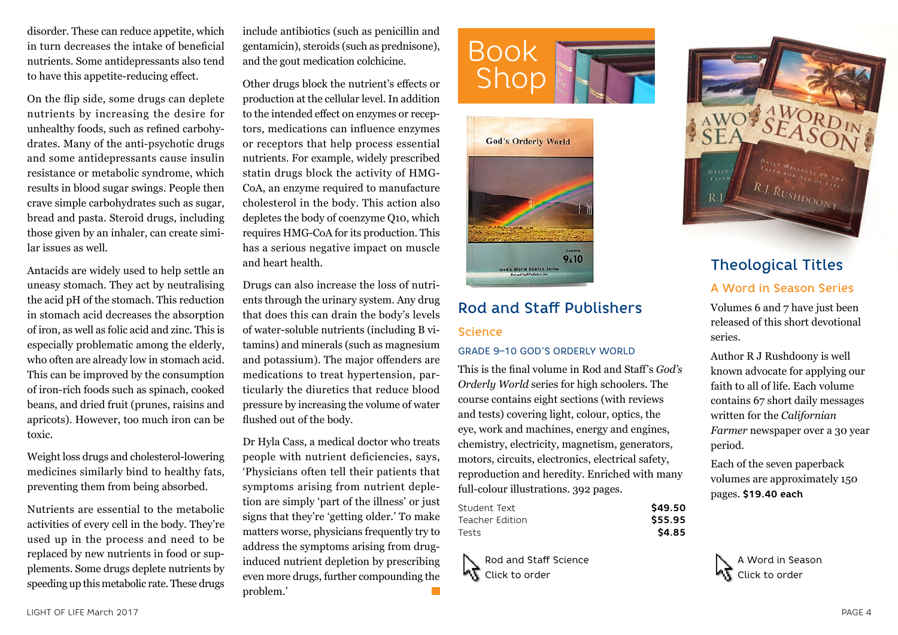disorder. These can reduce appetite, which in turn decreases the intake of beneficial nutrients. Some antidepressants also tend to have this appetite-reducing effect.

On the flip side, some drugs can deplete nutrients by increasing the desire for unhealthy foods, such as refined carbohydrates. Many of the anti-psychotic drugs and some antidepressants cause insulin resistance or metabolic syndrome, which results in blood sugar swings. People then crave simple carbohydrates such as sugar, bread and pasta. Steroid drugs, including those given by an inhaler, can create similar issues as well.

Antacids are widely used to help settle an uneasy stomach. They act by neutralising the acid pH of the stomach. This reduction in stomach acid decreases the absorption of iron, as well as folic acid and zinc. This is especially problematic among the elderly, who often are already low in stomach acid. This can be improved by the consumption of iron-rich foods such as spinach, cooked beans, and dried fruit (prunes, raisins and apricots). However, too much iron can be toxic.

Weight loss drugs and cholesterol-lowering medicines similarly bind to healthy fats, preventing them from being absorbed.

Nutrients are essential to the metabolic activities of every cell in the body. They're used up in the process and need to be replaced by new nutrients in food or supplements. Some drugs deplete nutrients by speeding up this metabolic rate. These drugs include antibiotics (such as penicillin and gentamicin), steroids (such as prednisone), and the gout medication colchicine.

Other drugs block the nutrient's effects or production at the cellular level. In addition to the intended effect on enzymes or receptors, medications can influence enzymes or receptors that help process essential nutrients. For example, widely prescribed statin drugs block the activity of HMG-CoA, an enzyme required to manufacture cholesterol in the body. This action also depletes the body of coenzyme Q10, which requires HMG-CoA for its production. This has a serious negative impact on muscle and heart health.

Drugs can also increase the loss of nutrients through the urinary system. Any drug that does this can drain the body's levels of water-soluble nutrients (including B vitamins) and minerals (such as magnesium and potassium). The major offenders are medications to treat hypertension, particularly the diuretics that reduce blood pressure by increasing the volume of water flushed out of the body.

Dr Hyla Cass, a medical doctor who treats people with nutrient deficiencies, says, 'Physicians often tell their patients that symptoms arising from nutrient depletion are simply 'part of the illness' or just signs that they're 'getting older.' To make matters worse, physicians frequently try to address the symptoms arising from drug-induced nutrient depletion by prescribing even more drugs, further compounding the problem.'

# Book Shop

## Rod and Staff Publishers

### Science

#### GRADE 9–10 GOD'S ORDERLY WORLD

This is the final volume in Rod and Staff's *God's Orderly World* series for high schoolers. The course contains eight sections (with reviews and tests) covering light, colour, optics, the eye, work and machines, energy and engines, chemistry, electricity, magnetism, generators, motors, circuits, electronics, electrical safety, reproduction and heredity. Enriched with many full-colour illustrations. 392 pages.

| | |
|---|---|
| Student Text | **$49.50** |
| Teacher Edition | **$55.95** |
| Tests | **$4.85** |

Rod and Staff Science
Click to order

## Theological Titles

### A Word in Season Series

Volumes 6 and 7 have just been released of this short devotional series.

Author R J Rushdoony is well known advocate for applying our faith to all of life. Each volume contains 67 short daily messages written for the *Californian Farmer* newspaper over a 30 year period.

Each of the seven paperback volumes are approximately 150 pages. **$19.40 each**

A Word in Season
Click to order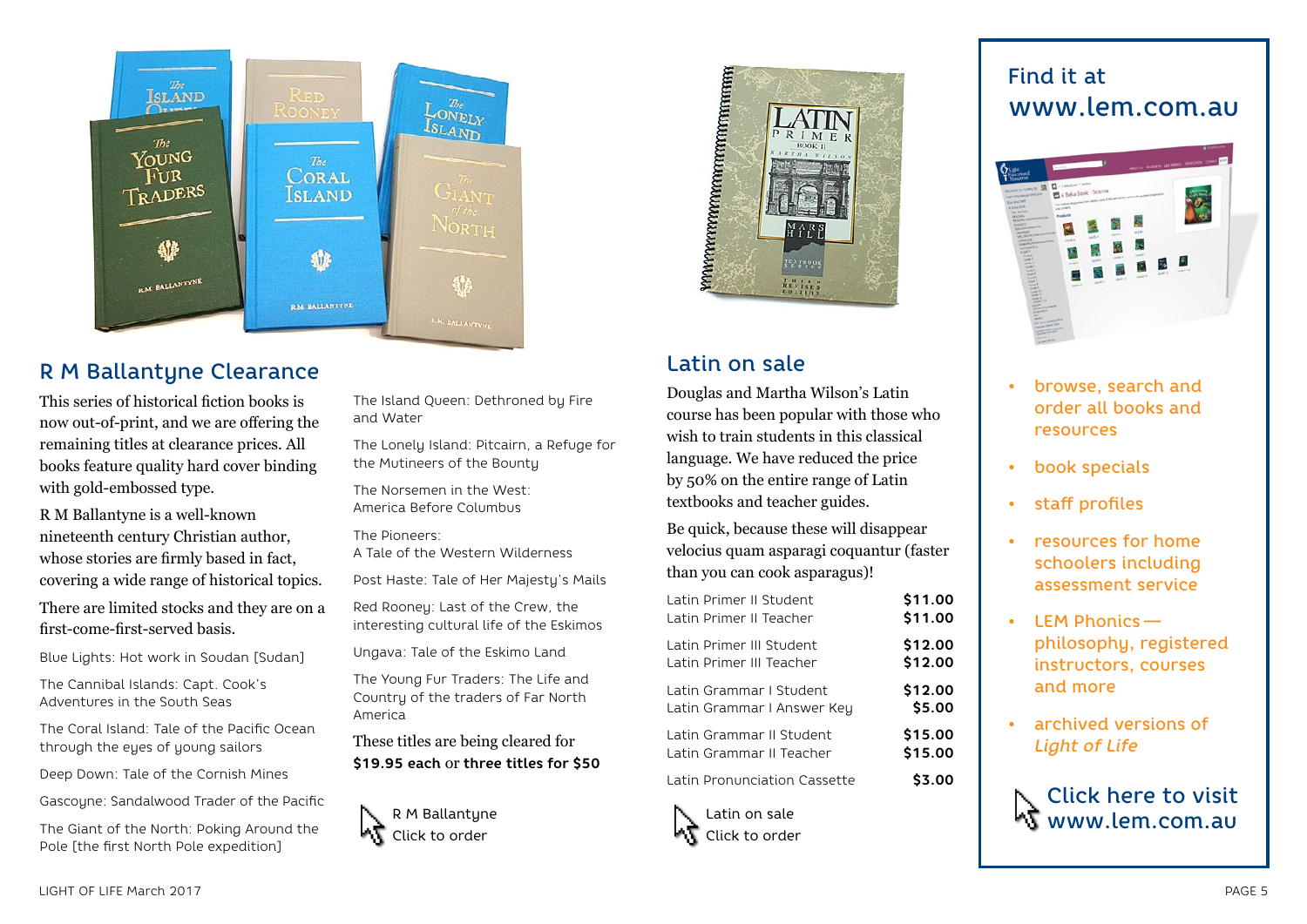## R M Ballantyne Clearance

This series of historical fiction books is now out-of-print, and we are offering the remaining titles at clearance prices. All books feature quality hard cover binding with gold-embossed type.

R M Ballantyne is a well-known nineteenth century Christian author, whose stories are firmly based in fact, covering a wide range of historical topics.

There are limited stocks and they are on a first-come-first-served basis.

Blue Lights: Hot work in Soudan [Sudan]

The Cannibal Islands: Capt. Cook's Adventures in the South Seas

The Coral Island: Tale of the Pacific Ocean through the eyes of young sailors

Deep Down: Tale of the Cornish Mines

Gascoyne: Sandalwood Trader of the Pacific

The Giant of the North: Poking Around the Pole [the first North Pole expedition]

The Island Queen: Dethroned by Fire and Water

The Lonely Island: Pitcairn, a Refuge for the Mutineers of the Bounty

The Norsemen in the West: America Before Columbus

The Pioneers: A Tale of the Western Wilderness

Post Haste: Tale of Her Majesty's Mails

Red Rooney: Last of the Crew, the interesting cultural life of the Eskimos

Ungava: Tale of the Eskimo Land

The Young Fur Traders: The Life and Country of the traders of Far North America

These titles are being cleared for **$19.95 each** or **three titles for $50**

R M Ballantyne
Click to order

## Latin on sale

Douglas and Martha Wilson's Latin course has been popular with those who wish to train students in this classical language. We have reduced the price by 50% on the entire range of Latin textbooks and teacher guides.

Be quick, because these will disappear velocius quam asparagi coquantur (faster than you can cook asparagus)!

| | |
|---|---|
| Latin Primer II Student | **$11.00** |
| Latin Primer II Teacher | **$11.00** |
| Latin Primer III Student | **$12.00** |
| Latin Primer III Teacher | **$12.00** |
| Latin Grammar I Student | **$12.00** |
| Latin Grammar I Answer Key | **$5.00** |
| Latin Grammar II Student | **$15.00** |
| Latin Grammar II Teacher | **$15.00** |
| Latin Pronunciation Cassette | **$3.00** |

Latin on sale
Click to order

## Find it at www.lem.com.au

- browse, search and order all books and resources
- book specials
- staff profiles
- resources for home schoolers including assessment service
- LEM Phonics — philosophy, registered instructors, courses and more
- archived versions of *Light of Life*

Click here to visit www.lem.com.au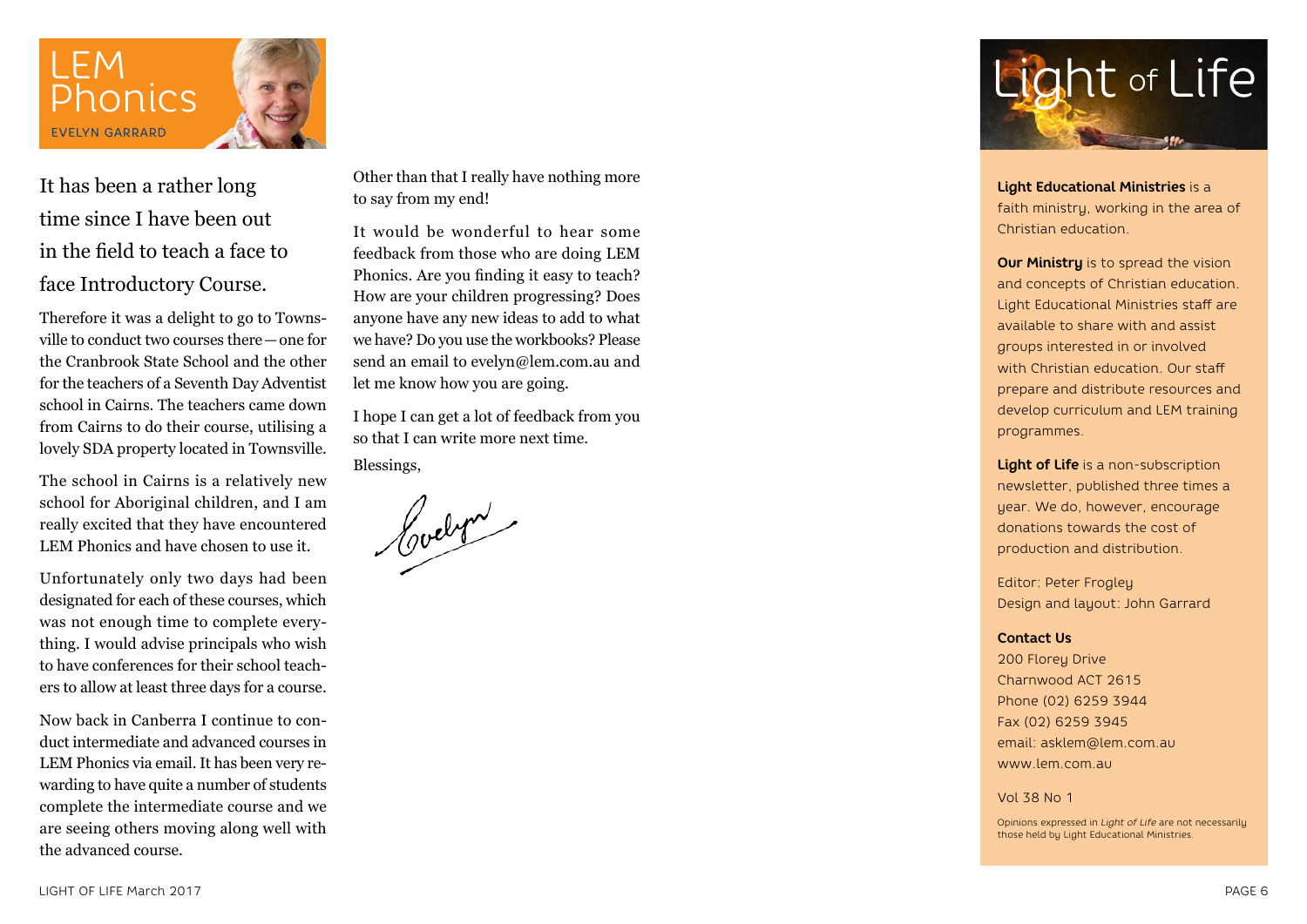# LEM Phonics

EVELYN GARRARD

It has been a rather long time since I have been out in the field to teach a face to face Introductory Course.

Therefore it was a delight to go to Townsville to conduct two courses there—one for the Cranbrook State School and the other for the teachers of a Seventh Day Adventist school in Cairns. The teachers came down from Cairns to do their course, utilising a lovely SDA property located in Townsville.

The school in Cairns is a relatively new school for Aboriginal children, and I am really excited that they have encountered LEM Phonics and have chosen to use it.

Unfortunately only two days had been designated for each of these courses, which was not enough time to complete everything. I would advise principals who wish to have conferences for their school teachers to allow at least three days for a course.

Now back in Canberra I continue to conduct intermediate and advanced courses in LEM Phonics via email. It has been very rewarding to have quite a number of students complete the intermediate course and we are seeing others moving along well with the advanced course.

Other than that I really have nothing more to say from my end!

It would be wonderful to hear some feedback from those who are doing LEM Phonics. Are you finding it easy to teach? How are your children progressing? Does anyone have any new ideas to add to what we have? Do you use the workbooks? Please send an email to evelyn@lem.com.au and let me know how you are going.

I hope I can get a lot of feedback from you so that I can write more next time.

Blessings,

Evelyn

# Light of Life

**Light Educational Ministries** is a faith ministry, working in the area of Christian education.

**Our Ministry** is to spread the vision and concepts of Christian education. Light Educational Ministries staff are available to share with and assist groups interested in or involved with Christian education. Our staff prepare and distribute resources and develop curriculum and LEM training programmes.

**Light of Life** is a non-subscription newsletter, published three times a year. We do, however, encourage donations towards the cost of production and distribution.

Editor: Peter Frogley
Design and layout: John Garrard

**Contact Us**
200 Florey Drive
Charnwood ACT 2615
Phone (02) 6259 3944
Fax (02) 6259 3945
email: asklem@lem.com.au
www.lem.com.au

Vol 38 No 1

Opinions expressed in *Light of Life* are not necessarily those held by Light Educational Ministries.